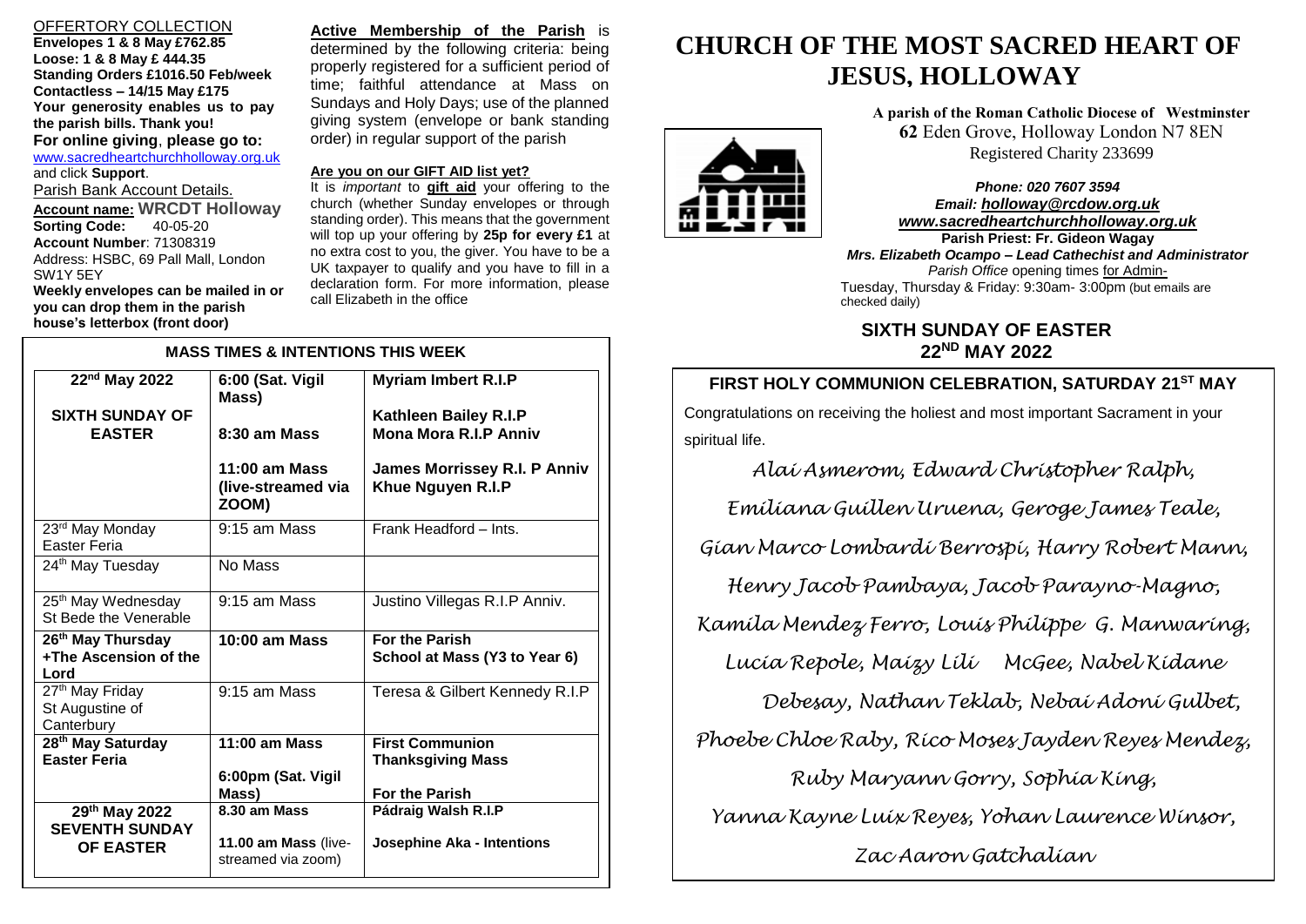OFFERTORY COLLECTION

**Envelopes 1 & 8 May £762.85**
**Loose: 1 & 8 May £ 444.35**
**Standing Orders £1016.50 Feb/week**
**Contactless – 14/15 May £175**
**Your generosity enables us to pay the parish bills. Thank you!**

**For online giving, please go to:** www.sacredheartchurchholloway.org.uk and click **Support**.

Parish Bank Account Details.

**Account name: WRCDT Holloway**
**Sorting Code:** 40-05-20
**Account Number**: 71308319
Address: HSBC, 69 Pall Mall, London SW1Y 5EY

**Weekly envelopes can be mailed in or you can drop them in the parish house's letterbox (front door)**

**Active Membership of the Parish** is determined by the following criteria: being properly registered for a sufficient period of time; faithful attendance at Mass on Sundays and Holy Days; use of the planned giving system (envelope or bank standing order) in regular support of the parish

**Are you on our GIFT AID list yet?**

It is *important* to **gift aid** your offering to the church (whether Sunday envelopes or through standing order). This means that the government will top up your offering by **25p for every £1** at no extra cost to you, the giver. You have to be a UK taxpayer to qualify and you have to fill in a declaration form. For more information, please call Elizabeth in the office

**MASS TIMES & INTENTIONS THIS WEEK**

| | | |
|---|---|---|
| **22nd May 2022** **SIXTH SUNDAY OF EASTER** | **6:00 (Sat. Vigil Mass)** | **Myriam Imbert R.I.P** |
| | **8:30 am Mass** | **Kathleen Bailey R.I.P** **Mona Mora R.I.P Anniv** |
| | **11:00 am Mass (live-streamed via ZOOM)** | **James Morrissey R.I. P Anniv** **Khue Nguyen R.I.P** |
| 23rd May Monday Easter Feria | 9:15 am Mass | Frank Headford – Ints. |
| 24th May Tuesday | No Mass | |
| 25th May Wednesday St Bede the Venerable | 9:15 am Mass | Justino Villegas R.I.P Anniv. |
| **26th May Thursday +The Ascension of the Lord** | **10:00 am Mass** | **For the Parish** **School at Mass (Y3 to Year 6)** |
| 27th May Friday St Augustine of Canterbury | 9:15 am Mass | Teresa & Gilbert Kennedy R.I.P |
| **28th May Saturday Easter Feria** | **11:00 am Mass** | **First Communion Thanksgiving Mass** |
| | **6:00pm (Sat. Vigil Mass)** | **For the Parish** |
| **29th May 2022 SEVENTH SUNDAY OF EASTER** | **8.30 am Mass** | **Pádraig Walsh R.I.P** |
| | **11.00 am Mass** (live-streamed via zoom) | **Josephine Aka - Intentions** |

# CHURCH OF THE MOST SACRED HEART OF JESUS, HOLLOWAY

**A parish of the Roman Catholic Diocese of Westminster**
**62** Eden Grove, Holloway London N7 8EN
Registered Charity 233699

***Phone: 020 7607 3594***
***Email: holloway@rcdow.org.uk***
***www.sacredheartchurchholloway.org.uk***
**Parish Priest: Fr. Gideon Wagay**
***Mrs. Elizabeth Ocampo – Lead Cathechist and Administrator***
*Parish Office* opening times for Admin-
Tuesday, Thursday & Friday: 9:30am- 3:00pm (but emails are checked daily)

## SIXTH SUNDAY OF EASTER 22ND MAY 2022

**FIRST HOLY COMMUNION CELEBRATION, SATURDAY 21ST MAY**

Congratulations on receiving the holiest and most important Sacrament in your spiritual life.

*Alai Asmerom, Edward Christopher Ralph, Emiliana Guillen Uruena, Geroge James Teale, Gian Marco Lombardi Berrospi, Harry Robert Mann, Henry Jacob Pambaya, Jacob Parayno-Magno, Kamila Mendez Ferro, Louis Philippe G. Manwaring, Lucia Repole, Maizy Lili McGee, Nabel Kidane Debesay, Nathan Teklab, Nebai Adoni Gulbet, Phoebe Chloe Raby, Rico Moses Jayden Reyes Mendez, Ruby Maryann Gorry, Sophia King, Yanna Kayne Luix Reyes, Yohan Laurence Winsor, Zac Aaron Gatchalian*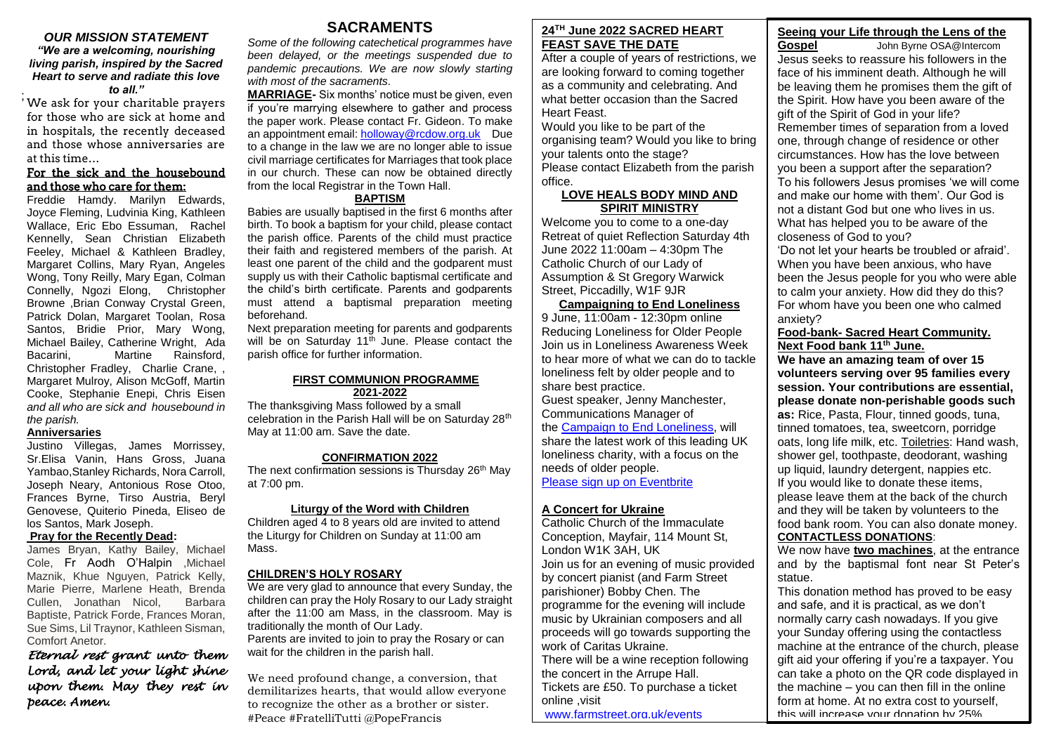### *OUR MISSION STATEMENT*

***"We are a welcoming, nourishing living parish, inspired by the Sacred Heart to serve and radiate this love to all."***

We ask for your charitable prayers for those who are sick at home and in hospitals, the recently deceased and those whose anniversaries are at this time…

**For the sick and the housebound and those who care for them:**

Freddie Hamdy. Marilyn Edwards, Joyce Fleming, Ludvinia King, Kathleen Wallace, Eric Ebo Essuman, Rachel Kennelly, Sean Christian Elizabeth Feeley, Michael & Kathleen Bradley, Margaret Collins, Mary Ryan, Angeles Wong, Tony Reilly, Mary Egan, Colman Connelly, Ngozi Elong, Christopher Browne ,Brian Conway Crystal Green, Patrick Dolan, Margaret Toolan, Rosa Santos, Bridie Prior, Mary Wong, Michael Bailey, Catherine Wright, Ada Bacarini, Martine Rainsford, Christopher Fradley, Charlie Crane, , Margaret Mulroy, Alison McGoff, Martin Cooke, Stephanie Enepi, Chris Eisen *and all who are sick and housebound in the parish.*

**Anniversaries**

Justino Villegas, James Morrissey, Sr.Elisa Vanin, Hans Gross, Juana Yambao,Stanley Richards, Nora Carroll, Joseph Neary, Antonious Rose Otoo, Frances Byrne, Tirso Austria, Beryl Genovese, Quiterio Pineda, Eliseo de los Santos, Mark Joseph.

**Pray for the Recently Dead:**

James Bryan, Kathy Bailey, Michael Cole, Fr Aodh O'Halpin ,Michael Maznik, Khue Nguyen, Patrick Kelly, Marie Pierre, Marlene Heath, Brenda Cullen, Jonathan Nicol, Barbara Baptiste, Patrick Forde, Frances Moran, Sue Sims, Lil Traynor, Kathleen Sisman, Comfort Anetor.

*Eternal rest grant unto them Lord, and let your light shine upon them. May they rest in peace. Amen.*

## SACRAMENTS

*Some of the following catechetical programmes have been delayed, or the meetings suspended due to pandemic precautions. We are now slowly starting with most of the sacraments.*

**MARRIAGE-** Six months' notice must be given, even if you're marrying elsewhere to gather and process the paper work. Please contact Fr. Gideon. To make an appointment email: holloway@rcdow.org.uk Due to a change in the law we are no longer able to issue civil marriage certificates for Marriages that took place in our church. These can now be obtained directly from the local Registrar in the Town Hall.

**BAPTISM**

Babies are usually baptised in the first 6 months after birth. To book a baptism for your child, please contact the parish office. Parents of the child must practice their faith and registered members of the parish. At least one parent of the child and the godparent must supply us with their Catholic baptismal certificate and the child's birth certificate. Parents and godparents must attend a baptismal preparation meeting beforehand.

Next preparation meeting for parents and godparents will be on Saturday 11th June. Please contact the parish office for further information.

**FIRST COMMUNION PROGRAMME 2021-2022**

The thanksgiving Mass followed by a small celebration in the Parish Hall will be on Saturday 28th May at 11:00 am. Save the date.

**CONFIRMATION 2022**

The next confirmation sessions is Thursday 26th May at 7:00 pm.

**Liturgy of the Word with Children**

Children aged 4 to 8 years old are invited to attend the Liturgy for Children on Sunday at 11:00 am Mass.

**CHILDREN'S HOLY ROSARY**

We are very glad to announce that every Sunday, the children can pray the Holy Rosary to our Lady straight after the 11:00 am Mass, in the classroom. May is traditionally the month of Our Lady.

Parents are invited to join to pray the Rosary or can wait for the children in the parish hall.

We need profound change, a conversion, that demilitarizes hearts, that would allow everyone to recognize the other as a brother or sister. #Peace #FratelliTutti @PopeFrancis

**24TH June 2022 SACRED HEART FEAST SAVE THE DATE**

After a couple of years of restrictions, we are looking forward to coming together as a community and celebrating. And what better occasion than the Sacred Heart Feast.

Would you like to be part of the organising team? Would you like to bring your talents onto the stage?

Please contact Elizabeth from the parish office.

**LOVE HEALS BODY MIND AND SPIRIT MINISTRY**

Welcome you to come to a one-day Retreat of quiet Reflection Saturday 4th June 2022 11:00am – 4:30pm The Catholic Church of our Lady of Assumption & St Gregory Warwick Street, Piccadilly, W1F 9JR

**Campaigning to End Loneliness**

9 June, 11:00am - 12:30pm online

Reducing Loneliness for Older People

Join us in Loneliness Awareness Week to hear more of what we can do to tackle loneliness felt by older people and to share best practice.

Guest speaker, Jenny Manchester, Communications Manager of the Campaign to End Loneliness, will share the latest work of this leading UK loneliness charity, with a focus on the needs of older people.

Please sign up on Eventbrite

**A Concert for Ukraine**

Catholic Church of the Immaculate Conception, Mayfair, 114 Mount St, London W1K 3AH, UK

Join us for an evening of music provided by concert pianist (and Farm Street parishioner) Bobby Chen. The programme for the evening will include music by Ukrainian composers and all proceeds will go towards supporting the work of Caritas Ukraine.

There will be a wine reception following the concert in the Arrupe Hall.

Tickets are £50. To purchase a ticket online ,visit

www.farmstreet.org.uk/events

**Seeing your Life through the Lens of the Gospel** John Byrne OSA@Intercom

Jesus seeks to reassure his followers in the face of his imminent death. Although he will be leaving them he promises them the gift of the Spirit. How have you been aware of the gift of the Spirit of God in your life?

Remember times of separation from a loved one, through change of residence or other circumstances. How has the love between you been a support after the separation?

To his followers Jesus promises 'we will come and make our home with them'. Our God is not a distant God but one who lives in us. What has helped you to be aware of the closeness of God to you?

'Do not let your hearts be troubled or afraid'. When you have been anxious, who have been the Jesus people for you who were able to calm your anxiety. How did they do this? For whom have you been one who calmed anxiety?

**Food-bank- Sacred Heart Community. Next Food bank 11th June.**

**We have an amazing team of over 15 volunteers serving over 95 families every session. Your contributions are essential, please donate non-perishable goods such as:** Rice, Pasta, Flour, tinned goods, tuna, tinned tomatoes, tea, sweetcorn, porridge oats, long life milk, etc. Toiletries: Hand wash, shower gel, toothpaste, deodorant, washing up liquid, laundry detergent, nappies etc. If you would like to donate these items, please leave them at the back of the church and they will be taken by volunteers to the food bank room. You can also donate money.

**CONTACTLESS DONATIONS**:

We now have **two machines**, at the entrance and by the baptismal font near St Peter's statue.

This donation method has proved to be easy and safe, and it is practical, as we don't normally carry cash nowadays. If you give your Sunday offering using the contactless machine at the entrance of the church, please gift aid your offering if you're a taxpayer. You can take a photo on the QR code displayed in the machine – you can then fill in the online form at home. At no extra cost to yourself, this will increase your donation by 25%.